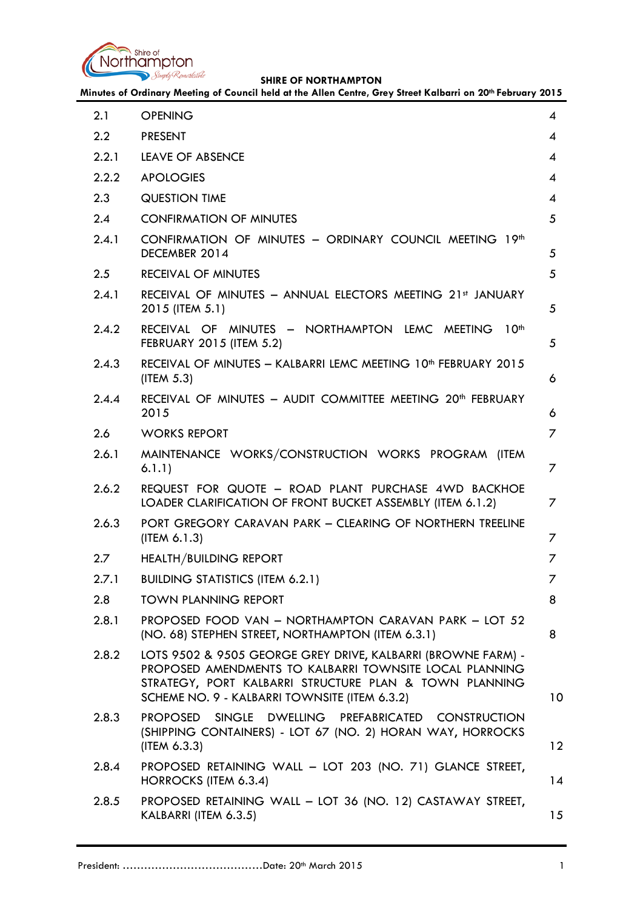| | | |
|---|---|---|
| 2.1 | OPENING | 4 |
| 2.2 | PRESENT | 4 |
| 2.2.1 | LEAVE OF ABSENCE | 4 |
| 2.2.2 | APOLOGIES | 4 |
| 2.3 | QUESTION TIME | 4 |
| 2.4 | CONFIRMATION OF MINUTES | 5 |
| 2.4.1 | CONFIRMATION OF MINUTES – ORDINARY COUNCIL MEETING 19th DECEMBER 2014 | 5 |
| 2.5 | RECEIVAL OF MINUTES | 5 |
| 2.4.1 | RECEIVAL OF MINUTES – ANNUAL ELECTORS MEETING 21st JANUARY 2015 (ITEM 5.1) | 5 |
| 2.4.2 | RECEIVAL OF MINUTES – NORTHAMPTON LEMC MEETING 10th FEBRUARY 2015 (ITEM 5.2) | 5 |
| 2.4.3 | RECEIVAL OF MINUTES – KALBARRI LEMC MEETING 10th FEBRUARY 2015 (ITEM 5.3) | 6 |
| 2.4.4 | RECEIVAL OF MINUTES – AUDIT COMMITTEE MEETING 20th FEBRUARY 2015 | 6 |
| 2.6 | WORKS REPORT | 7 |
| 2.6.1 | MAINTENANCE WORKS/CONSTRUCTION WORKS PROGRAM (ITEM 6.1.1) | 7 |
| 2.6.2 | REQUEST FOR QUOTE – ROAD PLANT PURCHASE 4WD BACKHOE LOADER CLARIFICATION OF FRONT BUCKET ASSEMBLY (ITEM 6.1.2) | 7 |
| 2.6.3 | PORT GREGORY CARAVAN PARK – CLEARING OF NORTHERN TREELINE (ITEM 6.1.3) | 7 |
| 2.7 | HEALTH/BUILDING REPORT | 7 |
| 2.7.1 | BUILDING STATISTICS (ITEM 6.2.1) | 7 |
| 2.8 | TOWN PLANNING REPORT | 8 |
| 2.8.1 | PROPOSED FOOD VAN – NORTHAMPTON CARAVAN PARK – LOT 52 (NO. 68) STEPHEN STREET, NORTHAMPTON (ITEM 6.3.1) | 8 |
| 2.8.2 | LOTS 9502 & 9505 GEORGE GREY DRIVE, KALBARRI (BROWNE FARM) - PROPOSED AMENDMENTS TO KALBARRI TOWNSITE LOCAL PLANNING STRATEGY, PORT KALBARRI STRUCTURE PLAN & TOWN PLANNING SCHEME NO. 9 - KALBARRI TOWNSITE (ITEM 6.3.2) | 10 |
| 2.8.3 | PROPOSED SINGLE DWELLING PREFABRICATED CONSTRUCTION (SHIPPING CONTAINERS) - LOT 67 (NO. 2) HORAN WAY, HORROCKS (ITEM 6.3.3) | 12 |
| 2.8.4 | PROPOSED RETAINING WALL – LOT 203 (NO. 71) GLANCE STREET, HORROCKS (ITEM 6.3.4) | 14 |
| 2.8.5 | PROPOSED RETAINING WALL – LOT 36 (NO. 12) CASTAWAY STREET, KALBARRI (ITEM 6.3.5) | 15 |

President: …………………………………Date: 20th March 2015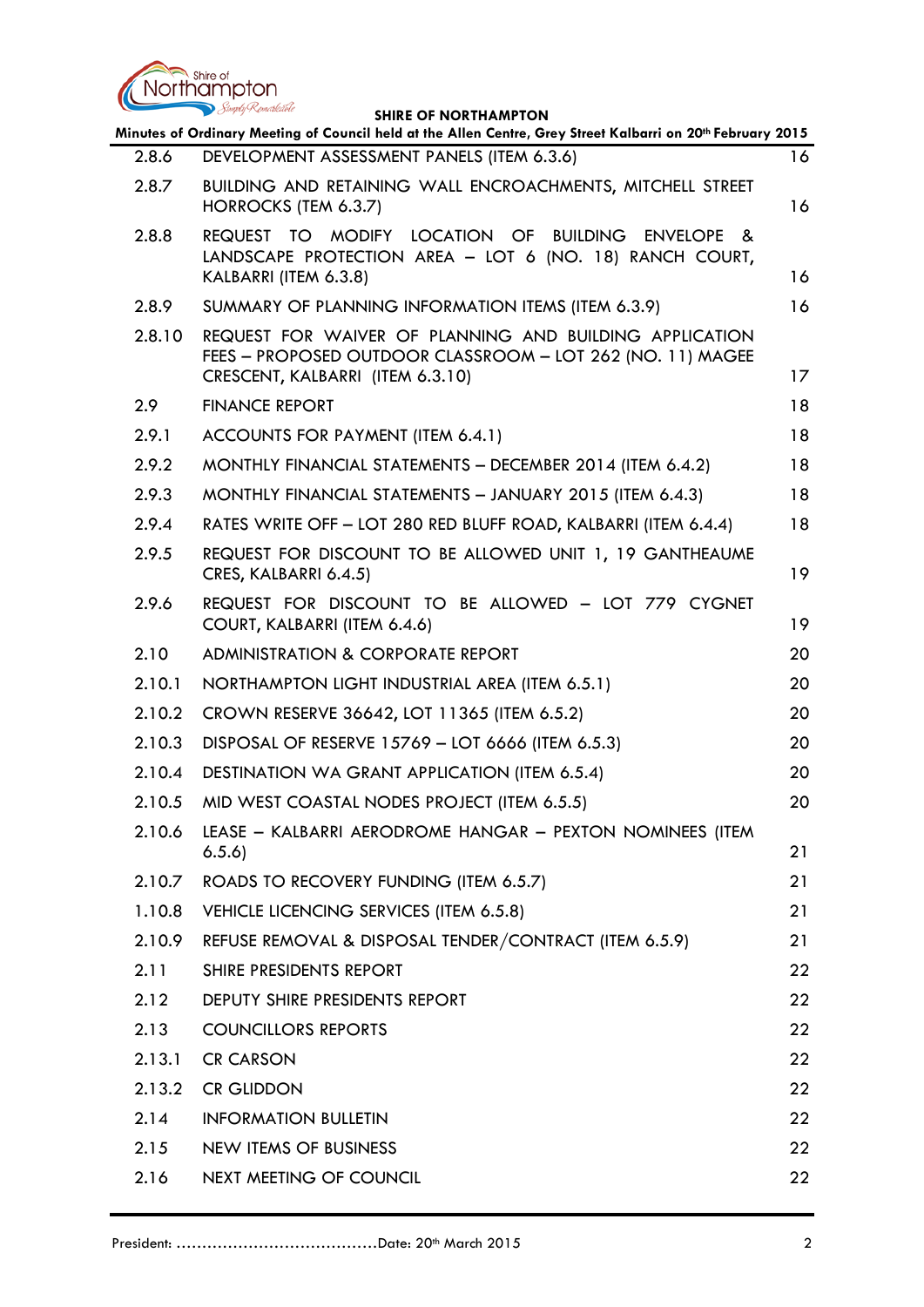| | | |
|---|---|---|
| 2.8.6 | DEVELOPMENT ASSESSMENT PANELS (ITEM 6.3.6) | 16 |
| 2.8.7 | BUILDING AND RETAINING WALL ENCROACHMENTS, MITCHELL STREET HORROCKS (TEM 6.3.7) | 16 |
| 2.8.8 | REQUEST TO MODIFY LOCATION OF BUILDING ENVELOPE & LANDSCAPE PROTECTION AREA – LOT 6 (NO. 18) RANCH COURT, KALBARRI (ITEM 6.3.8) | 16 |
| 2.8.9 | SUMMARY OF PLANNING INFORMATION ITEMS (ITEM 6.3.9) | 16 |
| 2.8.10 | REQUEST FOR WAIVER OF PLANNING AND BUILDING APPLICATION FEES – PROPOSED OUTDOOR CLASSROOM – LOT 262 (NO. 11) MAGEE CRESCENT, KALBARRI (ITEM 6.3.10) | 17 |
| 2.9 | FINANCE REPORT | 18 |
| 2.9.1 | ACCOUNTS FOR PAYMENT (ITEM 6.4.1) | 18 |
| 2.9.2 | MONTHLY FINANCIAL STATEMENTS – DECEMBER 2014 (ITEM 6.4.2) | 18 |
| 2.9.3 | MONTHLY FINANCIAL STATEMENTS – JANUARY 2015 (ITEM 6.4.3) | 18 |
| 2.9.4 | RATES WRITE OFF – LOT 280 RED BLUFF ROAD, KALBARRI (ITEM 6.4.4) | 18 |
| 2.9.5 | REQUEST FOR DISCOUNT TO BE ALLOWED UNIT 1, 19 GANTHEAUME CRES, KALBARRI 6.4.5) | 19 |
| 2.9.6 | REQUEST FOR DISCOUNT TO BE ALLOWED – LOT 779 CYGNET COURT, KALBARRI (ITEM 6.4.6) | 19 |
| 2.10 | ADMINISTRATION & CORPORATE REPORT | 20 |
| 2.10.1 | NORTHAMPTON LIGHT INDUSTRIAL AREA (ITEM 6.5.1) | 20 |
| 2.10.2 | CROWN RESERVE 36642, LOT 11365 (ITEM 6.5.2) | 20 |
| 2.10.3 | DISPOSAL OF RESERVE 15769 – LOT 6666 (ITEM 6.5.3) | 20 |
| 2.10.4 | DESTINATION WA GRANT APPLICATION (ITEM 6.5.4) | 20 |
| 2.10.5 | MID WEST COASTAL NODES PROJECT (ITEM 6.5.5) | 20 |
| 2.10.6 | LEASE – KALBARRI AERODROME HANGAR – PEXTON NOMINEES (ITEM 6.5.6) | 21 |
| 2.10.7 | ROADS TO RECOVERY FUNDING (ITEM 6.5.7) | 21 |
| 1.10.8 | VEHICLE LICENCING SERVICES (ITEM 6.5.8) | 21 |
| 2.10.9 | REFUSE REMOVAL & DISPOSAL TENDER/CONTRACT (ITEM 6.5.9) | 21 |
| 2.11 | SHIRE PRESIDENTS REPORT | 22 |
| 2.12 | DEPUTY SHIRE PRESIDENTS REPORT | 22 |
| 2.13 | COUNCILLORS REPORTS | 22 |
| 2.13.1 | CR CARSON | 22 |
| 2.13.2 | CR GLIDDON | 22 |
| 2.14 | INFORMATION BULLETIN | 22 |
| 2.15 | NEW ITEMS OF BUSINESS | 22 |
| 2.16 | NEXT MEETING OF COUNCIL | 22 |

President: ………………………………….Date: 20th March 2015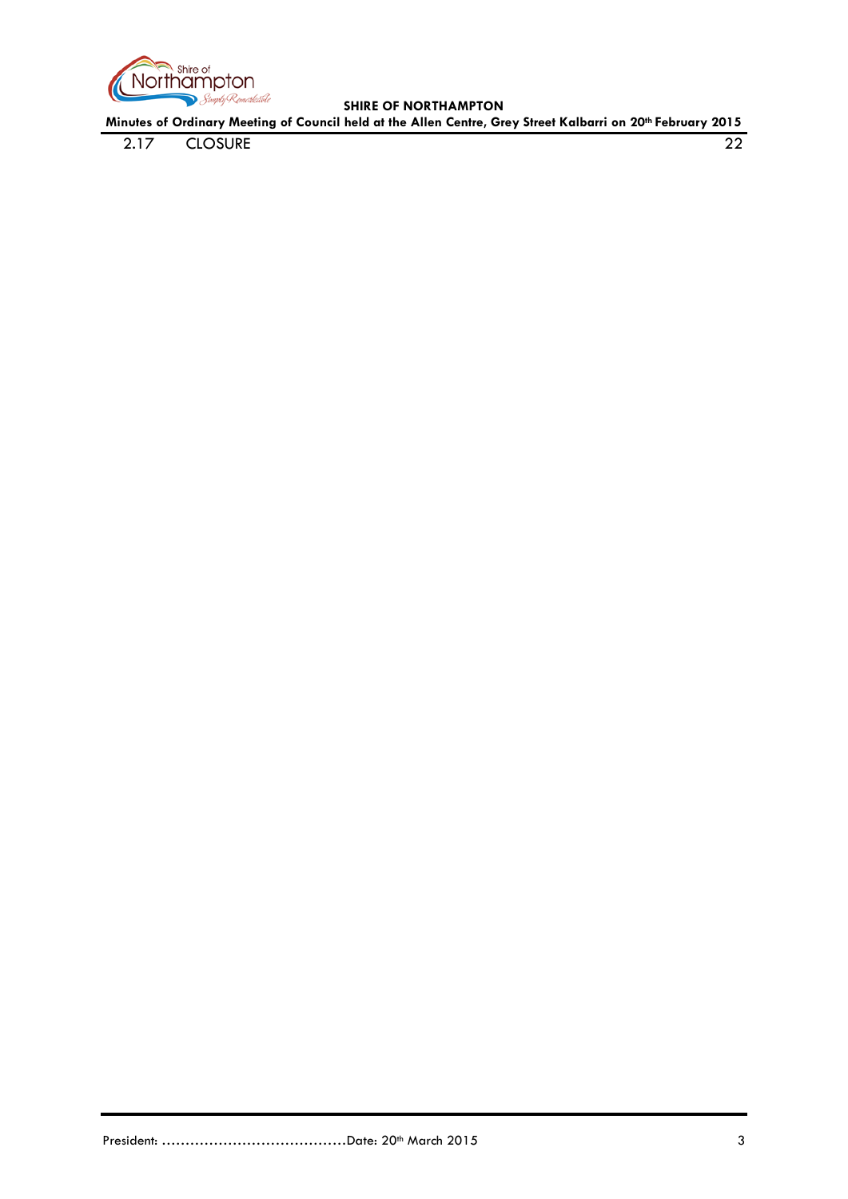| | | |
|---|---|---|
| 2.17 | CLOSURE | 22 |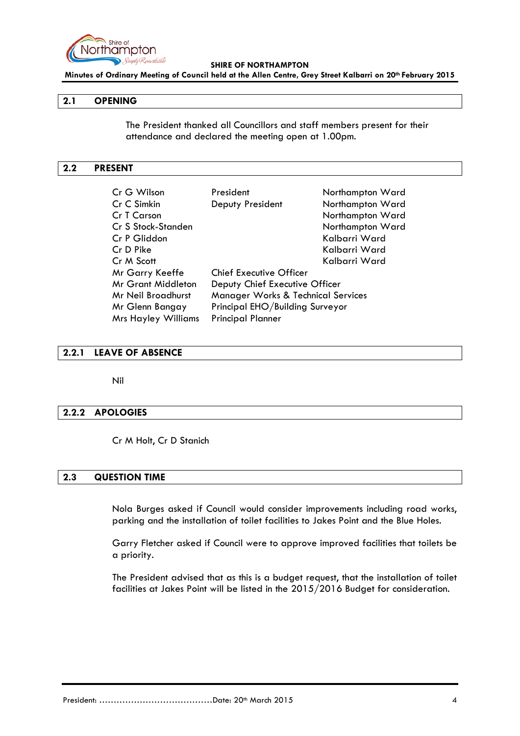## 2.1 OPENING

The President thanked all Councillors and staff members present for their attendance and declared the meeting open at 1.00pm.

## 2.2 PRESENT

| | | |
|---|---|---|
| Cr G Wilson | President | Northampton Ward |
| Cr C Simkin | Deputy President | Northampton Ward |
| Cr T Carson | | Northampton Ward |
| Cr S Stock-Standen | | Northampton Ward |
| Cr P Gliddon | | Kalbarri Ward |
| Cr D Pike | | Kalbarri Ward |
| Cr M Scott | | Kalbarri Ward |
| Mr Garry Keeffe | Chief Executive Officer | |
| Mr Grant Middleton | Deputy Chief Executive Officer | |
| Mr Neil Broadhurst | Manager Works & Technical Services | |
| Mr Glenn Bangay | Principal EHO/Building Surveyor | |
| Mrs Hayley Williams | Principal Planner | |

## 2.2.1 LEAVE OF ABSENCE

Nil

## 2.2.2 APOLOGIES

Cr M Holt, Cr D Stanich

## 2.3 QUESTION TIME

Nola Burges asked if Council would consider improvements including road works, parking and the installation of toilet facilities to Jakes Point and the Blue Holes.

Garry Fletcher asked if Council were to approve improved facilities that toilets be a priority.

The President advised that as this is a budget request, that the installation of toilet facilities at Jakes Point will be listed in the 2015/2016 Budget for consideration.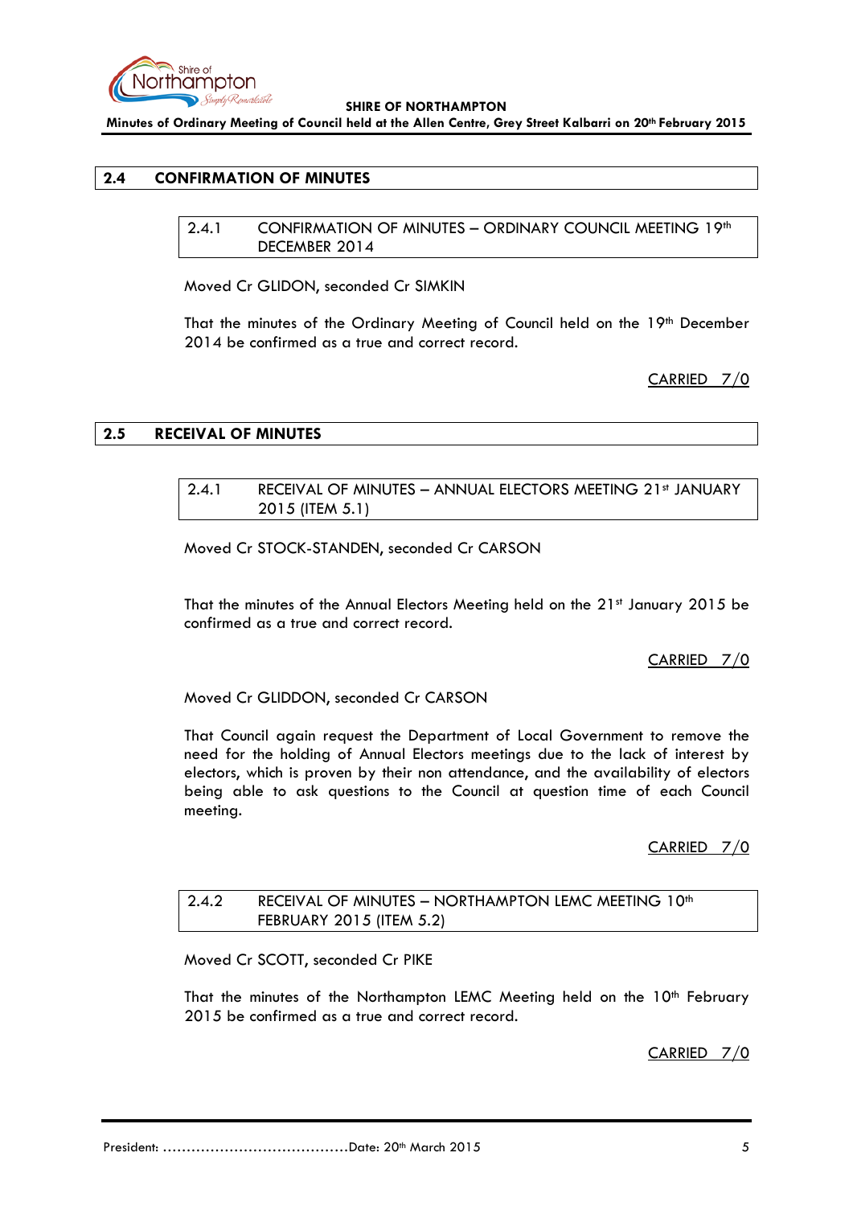## 2.4 CONFIRMATION OF MINUTES

### 2.4.1 CONFIRMATION OF MINUTES – ORDINARY COUNCIL MEETING 19th DECEMBER 2014

Moved Cr GLIDON, seconded Cr SIMKIN

That the minutes of the Ordinary Meeting of Council held on the 19th December 2014 be confirmed as a true and correct record.

CARRIED 7/0

## 2.5 RECEIVAL OF MINUTES

### 2.4.1 RECEIVAL OF MINUTES – ANNUAL ELECTORS MEETING 21st JANUARY 2015 (ITEM 5.1)

Moved Cr STOCK-STANDEN, seconded Cr CARSON

That the minutes of the Annual Electors Meeting held on the 21st January 2015 be confirmed as a true and correct record.

CARRIED 7/0

Moved Cr GLIDDON, seconded Cr CARSON

That Council again request the Department of Local Government to remove the need for the holding of Annual Electors meetings due to the lack of interest by electors, which is proven by their non attendance, and the availability of electors being able to ask questions to the Council at question time of each Council meeting.

CARRIED 7/0

### 2.4.2 RECEIVAL OF MINUTES – NORTHAMPTON LEMC MEETING 10th FEBRUARY 2015 (ITEM 5.2)

Moved Cr SCOTT, seconded Cr PIKE

That the minutes of the Northampton LEMC Meeting held on the 10th February 2015 be confirmed as a true and correct record.

CARRIED 7/0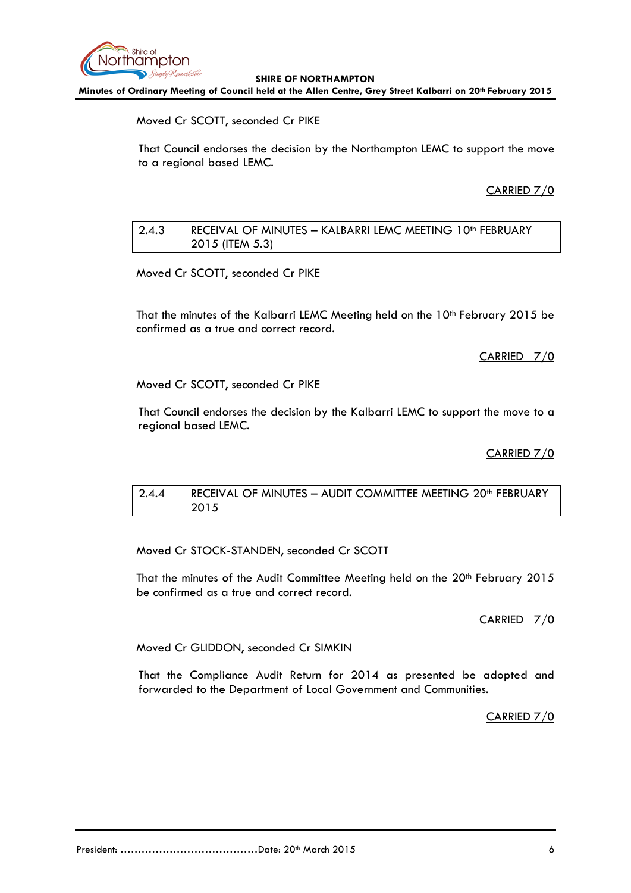Moved Cr SCOTT, seconded Cr PIKE

That Council endorses the decision by the Northampton LEMC to support the move to a regional based LEMC.

CARRIED 7/0

### 2.4.3 RECEIVAL OF MINUTES – KALBARRI LEMC MEETING 10th FEBRUARY 2015 (ITEM 5.3)

Moved Cr SCOTT, seconded Cr PIKE

That the minutes of the Kalbarri LEMC Meeting held on the 10th February 2015 be confirmed as a true and correct record.

CARRIED 7/0

Moved Cr SCOTT, seconded Cr PIKE

That Council endorses the decision by the Kalbarri LEMC to support the move to a regional based LEMC.

CARRIED 7/0

### 2.4.4 RECEIVAL OF MINUTES – AUDIT COMMITTEE MEETING 20th FEBRUARY 2015

Moved Cr STOCK-STANDEN, seconded Cr SCOTT

That the minutes of the Audit Committee Meeting held on the 20th February 2015 be confirmed as a true and correct record.

CARRIED 7/0

Moved Cr GLIDDON, seconded Cr SIMKIN

That the Compliance Audit Return for 2014 as presented be adopted and forwarded to the Department of Local Government and Communities.

CARRIED 7/0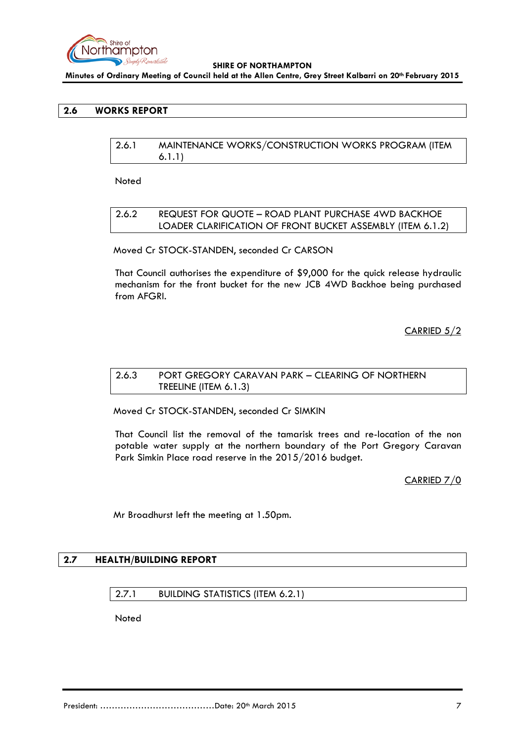## 2.6 WORKS REPORT

### 2.6.1 MAINTENANCE WORKS/CONSTRUCTION WORKS PROGRAM (ITEM 6.1.1)

Noted

### 2.6.2 REQUEST FOR QUOTE – ROAD PLANT PURCHASE 4WD BACKHOE LOADER CLARIFICATION OF FRONT BUCKET ASSEMBLY (ITEM 6.1.2)

Moved Cr STOCK-STANDEN, seconded Cr CARSON

That Council authorises the expenditure of $9,000 for the quick release hydraulic mechanism for the front bucket for the new JCB 4WD Backhoe being purchased from AFGRI.

CARRIED 5/2

### 2.6.3 PORT GREGORY CARAVAN PARK – CLEARING OF NORTHERN TREELINE (ITEM 6.1.3)

Moved Cr STOCK-STANDEN, seconded Cr SIMKIN

That Council list the removal of the tamarisk trees and re-location of the non potable water supply at the northern boundary of the Port Gregory Caravan Park Simkin Place road reserve in the 2015/2016 budget.

CARRIED 7/0

Mr Broadhurst left the meeting at 1.50pm.

## 2.7 HEALTH/BUILDING REPORT

### 2.7.1 BUILDING STATISTICS (ITEM 6.2.1)

Noted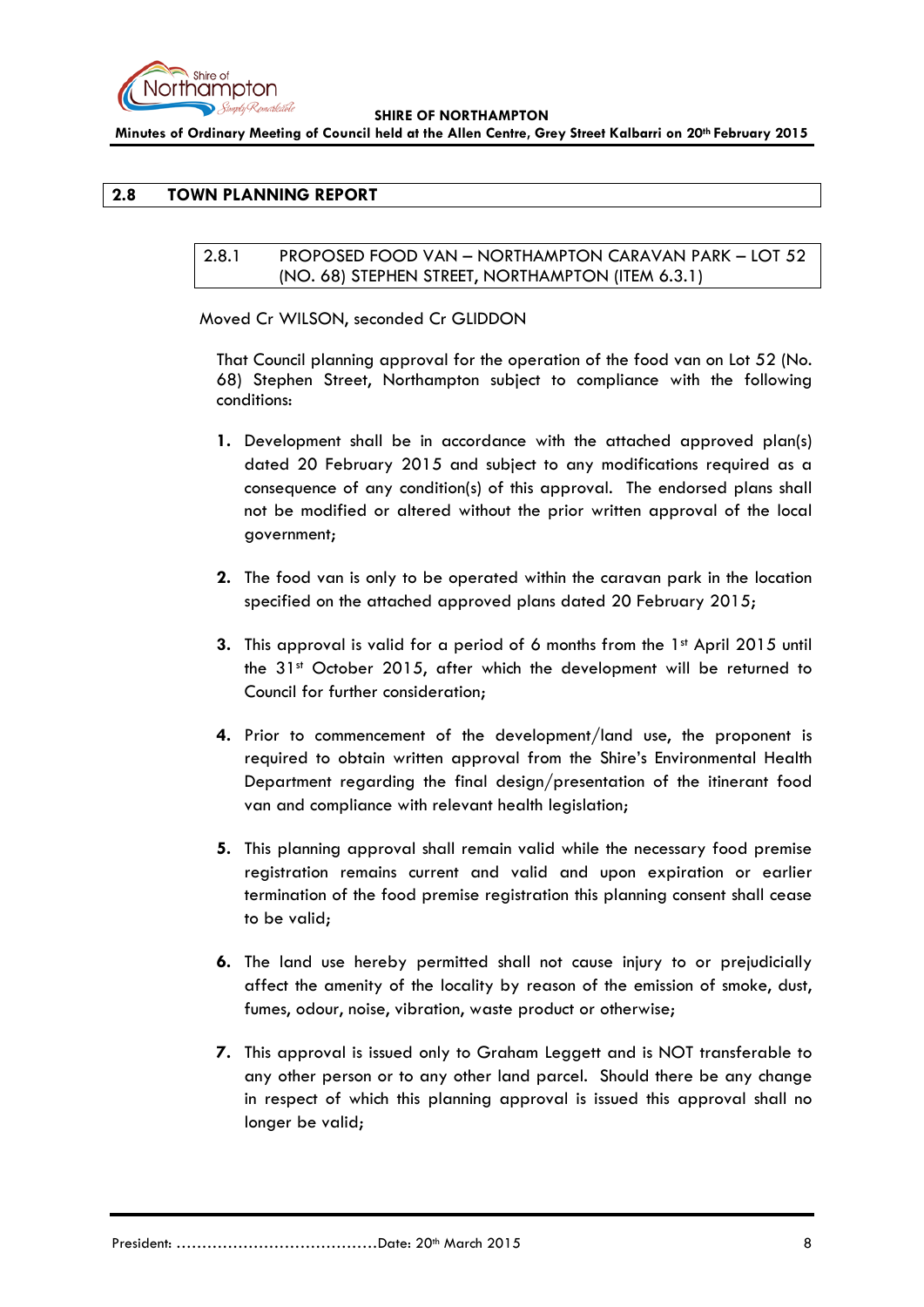## 2.8 TOWN PLANNING REPORT

### 2.8.1 PROPOSED FOOD VAN – NORTHAMPTON CARAVAN PARK – LOT 52 (NO. 68) STEPHEN STREET, NORTHAMPTON (ITEM 6.3.1)

Moved Cr WILSON, seconded Cr GLIDDON

That Council planning approval for the operation of the food van on Lot 52 (No. 68) Stephen Street, Northampton subject to compliance with the following conditions:

1. Development shall be in accordance with the attached approved plan(s) dated 20 February 2015 and subject to any modifications required as a consequence of any condition(s) of this approval. The endorsed plans shall not be modified or altered without the prior written approval of the local government;

2. The food van is only to be operated within the caravan park in the location specified on the attached approved plans dated 20 February 2015;

3. This approval is valid for a period of 6 months from the 1st April 2015 until the 31st October 2015, after which the development will be returned to Council for further consideration;

4. Prior to commencement of the development/land use, the proponent is required to obtain written approval from the Shire's Environmental Health Department regarding the final design/presentation of the itinerant food van and compliance with relevant health legislation;

5. This planning approval shall remain valid while the necessary food premise registration remains current and valid and upon expiration or earlier termination of the food premise registration this planning consent shall cease to be valid;

6. The land use hereby permitted shall not cause injury to or prejudicially affect the amenity of the locality by reason of the emission of smoke, dust, fumes, odour, noise, vibration, waste product or otherwise;

7. This approval is issued only to Graham Leggett and is NOT transferable to any other person or to any other land parcel. Should there be any change in respect of which this planning approval is issued this approval shall no longer be valid;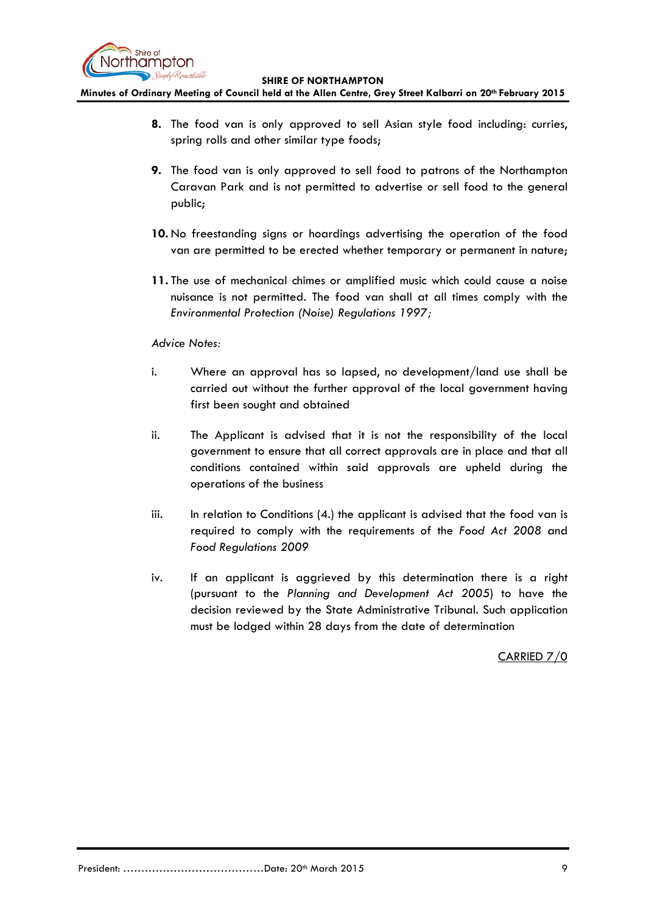**8.** The food van is only approved to sell Asian style food including: curries, spring rolls and other similar type foods;

**9.** The food van is only approved to sell food to patrons of the Northampton Caravan Park and is not permitted to advertise or sell food to the general public;

**10.** No freestanding signs or hoardings advertising the operation of the food van are permitted to be erected whether temporary or permanent in nature;

**11.** The use of mechanical chimes or amplified music which could cause a noise nuisance is not permitted. The food van shall at all times comply with the *Environmental Protection (Noise) Regulations 1997;*

*Advice Notes:*

i. Where an approval has so lapsed, no development/land use shall be carried out without the further approval of the local government having first been sought and obtained

ii. The Applicant is advised that it is not the responsibility of the local government to ensure that all correct approvals are in place and that all conditions contained within said approvals are upheld during the operations of the business

iii. In relation to Conditions (4.) the applicant is advised that the food van is required to comply with the requirements of the *Food Act 2008* and *Food Regulations 2009*

iv. If an applicant is aggrieved by this determination there is a right (pursuant to the *Planning and Development Act 2005*) to have the decision reviewed by the State Administrative Tribunal. Such application must be lodged within 28 days from the date of determination

CARRIED 7/0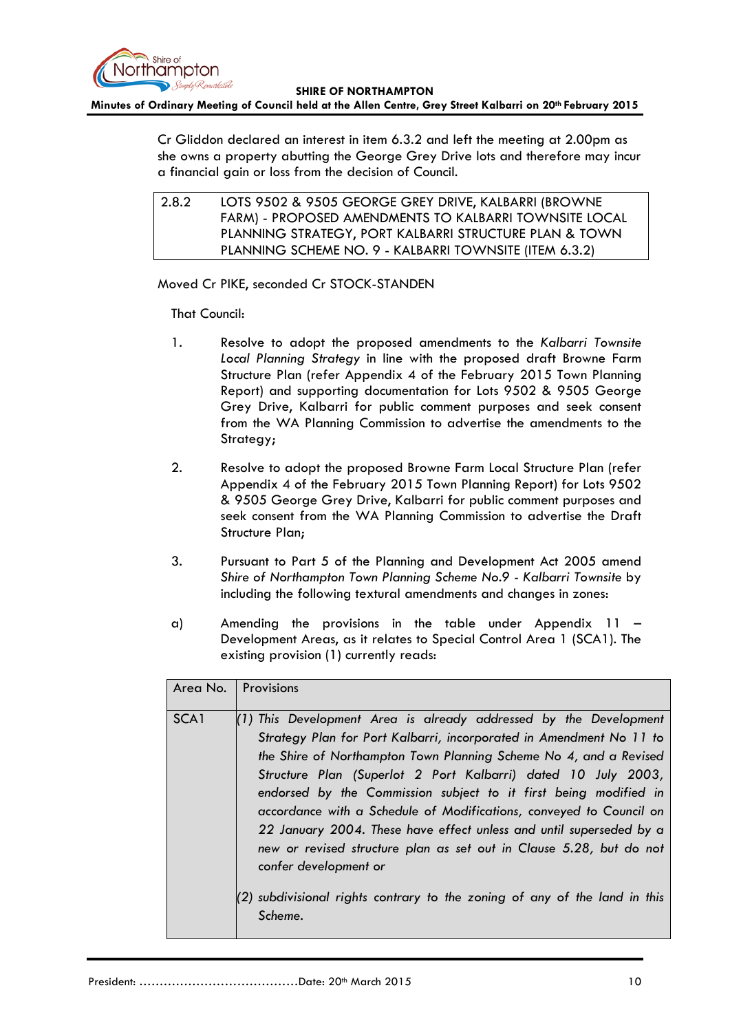Cr Gliddon declared an interest in item 6.3.2 and left the meeting at 2.00pm as she owns a property abutting the George Grey Drive lots and therefore may incur a financial gain or loss from the decision of Council.

| 2.8.2 | LOTS 9502 & 9505 GEORGE GREY DRIVE, KALBARRI (BROWNE FARM) - PROPOSED AMENDMENTS TO KALBARRI TOWNSITE LOCAL PLANNING STRATEGY, PORT KALBARRI STRUCTURE PLAN & TOWN PLANNING SCHEME NO. 9 - KALBARRI TOWNSITE (ITEM 6.3.2) |
|---|---|

Moved Cr PIKE, seconded Cr STOCK-STANDEN

That Council:

1. Resolve to adopt the proposed amendments to the *Kalbarri Townsite Local Planning Strategy* in line with the proposed draft Browne Farm Structure Plan (refer Appendix 4 of the February 2015 Town Planning Report) and supporting documentation for Lots 9502 & 9505 George Grey Drive, Kalbarri for public comment purposes and seek consent from the WA Planning Commission to advertise the amendments to the Strategy;

2. Resolve to adopt the proposed Browne Farm Local Structure Plan (refer Appendix 4 of the February 2015 Town Planning Report) for Lots 9502 & 9505 George Grey Drive, Kalbarri for public comment purposes and seek consent from the WA Planning Commission to advertise the Draft Structure Plan;

3. Pursuant to Part 5 of the Planning and Development Act 2005 amend *Shire of Northampton Town Planning Scheme No.9 - Kalbarri Townsite* by including the following textual amendments and changes in zones:

a) Amending the provisions in the table under Appendix 11 – Development Areas, as it relates to Special Control Area 1 (SCA1). The existing provision (1) currently reads:

| Area No. | Provisions |
|---|---|
| SCA1 | *(1) This Development Area is already addressed by the Development Strategy Plan for Port Kalbarri, incorporated in Amendment No 11 to the Shire of Northampton Town Planning Scheme No 4, and a Revised Structure Plan (Superlot 2 Port Kalbarri) dated 10 July 2003, endorsed by the Commission subject to it first being modified in accordance with a Schedule of Modifications, conveyed to Council on 22 January 2004. These have effect unless and until superseded by a new or revised structure plan as set out in Clause 5.28, but do not confer development or* <br><br> *(2) subdivisional rights contrary to the zoning of any of the land in this Scheme.* |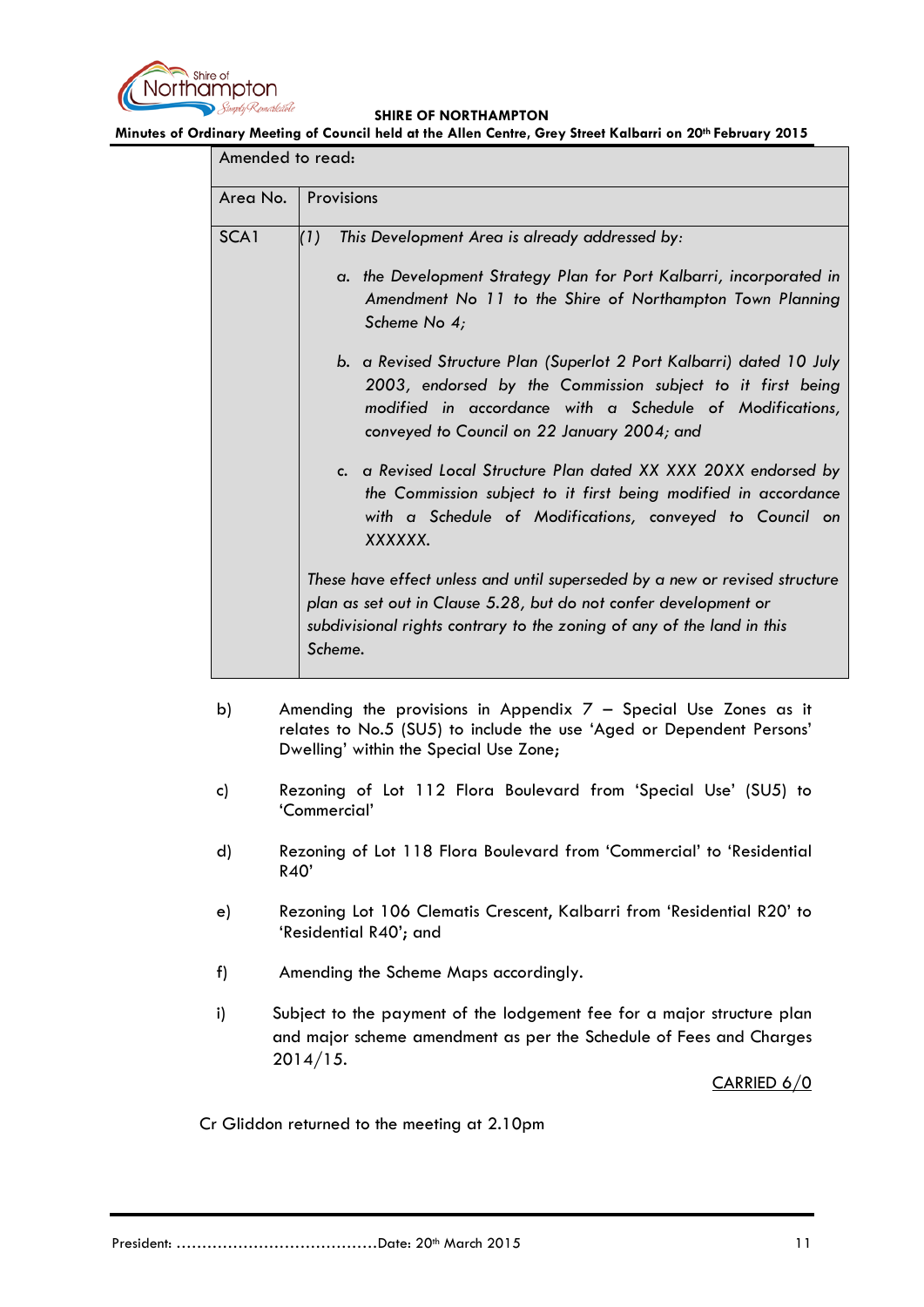| Amended to read: | |
|---|---|
| **Area No.** | **Provisions** |
| SCA1 | *(1) This Development Area is already addressed by:*<br><br>*a. the Development Strategy Plan for Port Kalbarri, incorporated in Amendment No 11 to the Shire of Northampton Town Planning Scheme No 4;*<br><br>*b. a Revised Structure Plan (Superlot 2 Port Kalbarri) dated 10 July 2003, endorsed by the Commission subject to it first being modified in accordance with a Schedule of Modifications, conveyed to Council on 22 January 2004; and*<br><br>*c. a Revised Local Structure Plan dated XX XXX 20XX endorsed by the Commission subject to it first being modified in accordance with a Schedule of Modifications, conveyed to Council on XXXXXX.*<br><br>*These have effect unless and until superseded by a new or revised structure plan as set out in Clause 5.28, but do not confer development or subdivisional rights contrary to the zoning of any of the land in this Scheme.* |

b) Amending the provisions in Appendix 7 – Special Use Zones as it relates to No.5 (SU5) to include the use 'Aged or Dependent Persons' Dwelling' within the Special Use Zone;

c) Rezoning of Lot 112 Flora Boulevard from 'Special Use' (SU5) to 'Commercial'

d) Rezoning of Lot 118 Flora Boulevard from 'Commercial' to 'Residential R40'

e) Rezoning Lot 106 Clematis Crescent, Kalbarri from 'Residential R20' to 'Residential R40'; and

f) Amending the Scheme Maps accordingly.

i) Subject to the payment of the lodgement fee for a major structure plan and major scheme amendment as per the Schedule of Fees and Charges 2014/15.

CARRIED 6/0

Cr Gliddon returned to the meeting at 2.10pm

President: …………………………………Date: 20th March 2015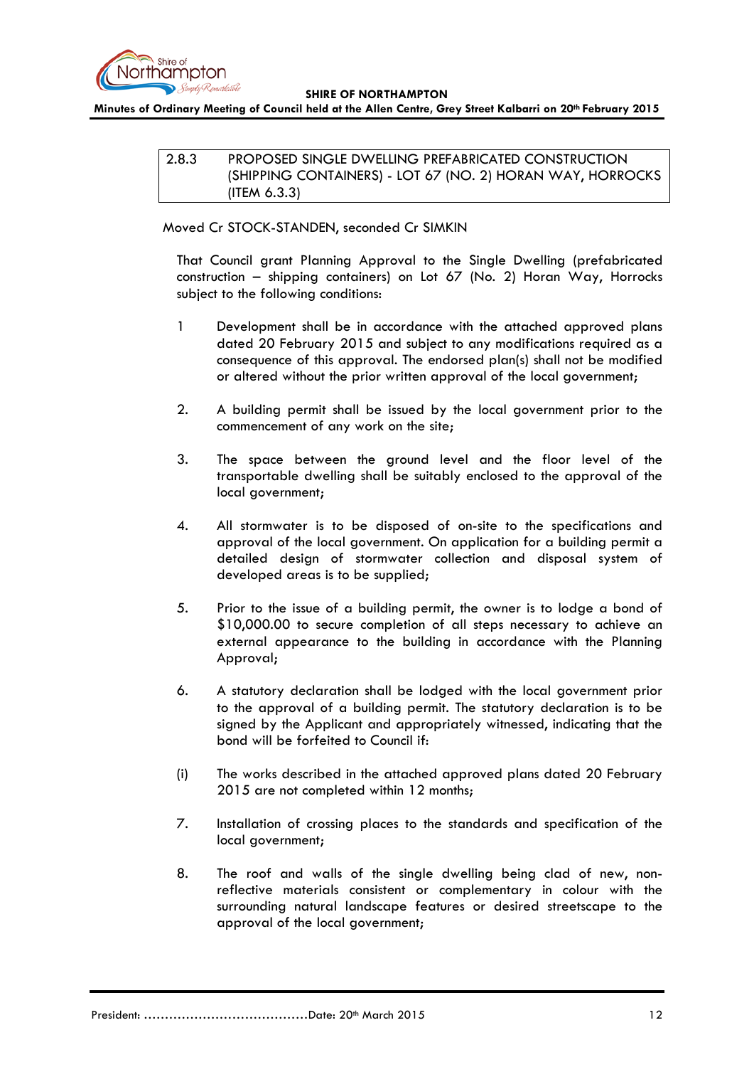### 2.8.3 PROPOSED SINGLE DWELLING PREFABRICATED CONSTRUCTION (SHIPPING CONTAINERS) - LOT 67 (NO. 2) HORAN WAY, HORROCKS (ITEM 6.3.3)

Moved Cr STOCK-STANDEN, seconded Cr SIMKIN

That Council grant Planning Approval to the Single Dwelling (prefabricated construction – shipping containers) on Lot 67 (No. 2) Horan Way, Horrocks subject to the following conditions:

1 Development shall be in accordance with the attached approved plans dated 20 February 2015 and subject to any modifications required as a consequence of this approval. The endorsed plan(s) shall not be modified or altered without the prior written approval of the local government;

2. A building permit shall be issued by the local government prior to the commencement of any work on the site;

3. The space between the ground level and the floor level of the transportable dwelling shall be suitably enclosed to the approval of the local government;

4. All stormwater is to be disposed of on-site to the specifications and approval of the local government. On application for a building permit a detailed design of stormwater collection and disposal system of developed areas is to be supplied;

5. Prior to the issue of a building permit, the owner is to lodge a bond of $10,000.00 to secure completion of all steps necessary to achieve an external appearance to the building in accordance with the Planning Approval;

6. A statutory declaration shall be lodged with the local government prior to the approval of a building permit. The statutory declaration is to be signed by the Applicant and appropriately witnessed, indicating that the bond will be forfeited to Council if:

(i) The works described in the attached approved plans dated 20 February 2015 are not completed within 12 months;

7. Installation of crossing places to the standards and specification of the local government;

8. The roof and walls of the single dwelling being clad of new, non-reflective materials consistent or complementary in colour with the surrounding natural landscape features or desired streetscape to the approval of the local government;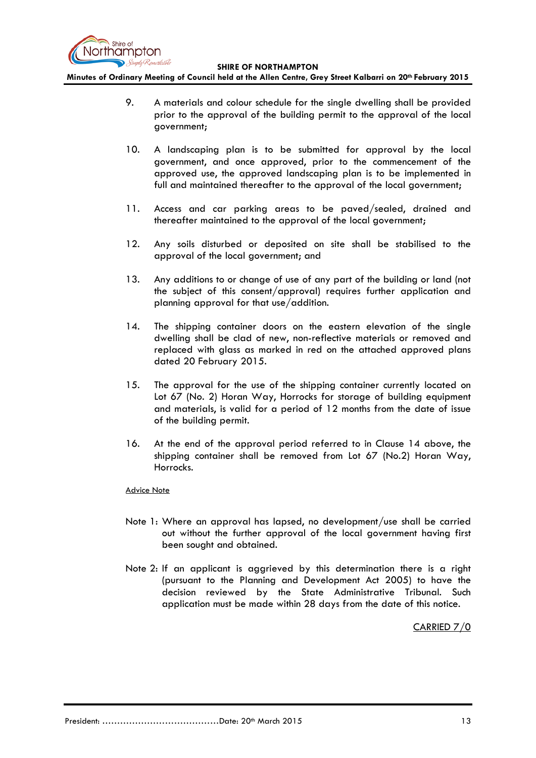9. A materials and colour schedule for the single dwelling shall be provided prior to the approval of the building permit to the approval of the local government;

10. A landscaping plan is to be submitted for approval by the local government, and once approved, prior to the commencement of the approved use, the approved landscaping plan is to be implemented in full and maintained thereafter to the approval of the local government;

11. Access and car parking areas to be paved/sealed, drained and thereafter maintained to the approval of the local government;

12. Any soils disturbed or deposited on site shall be stabilised to the approval of the local government; and

13. Any additions to or change of use of any part of the building or land (not the subject of this consent/approval) requires further application and planning approval for that use/addition.

14. The shipping container doors on the eastern elevation of the single dwelling shall be clad of new, non-reflective materials or removed and replaced with glass as marked in red on the attached approved plans dated 20 February 2015.

15. The approval for the use of the shipping container currently located on Lot 67 (No. 2) Horan Way, Horrocks for storage of building equipment and materials, is valid for a period of 12 months from the date of issue of the building permit.

16. At the end of the approval period referred to in Clause 14 above, the shipping container shall be removed from Lot 67 (No.2) Horan Way, Horrocks.

Advice Note

Note 1: Where an approval has lapsed, no development/use shall be carried out without the further approval of the local government having first been sought and obtained.

Note 2: If an applicant is aggrieved by this determination there is a right (pursuant to the Planning and Development Act 2005) to have the decision reviewed by the State Administrative Tribunal. Such application must be made within 28 days from the date of this notice.

CARRIED 7/0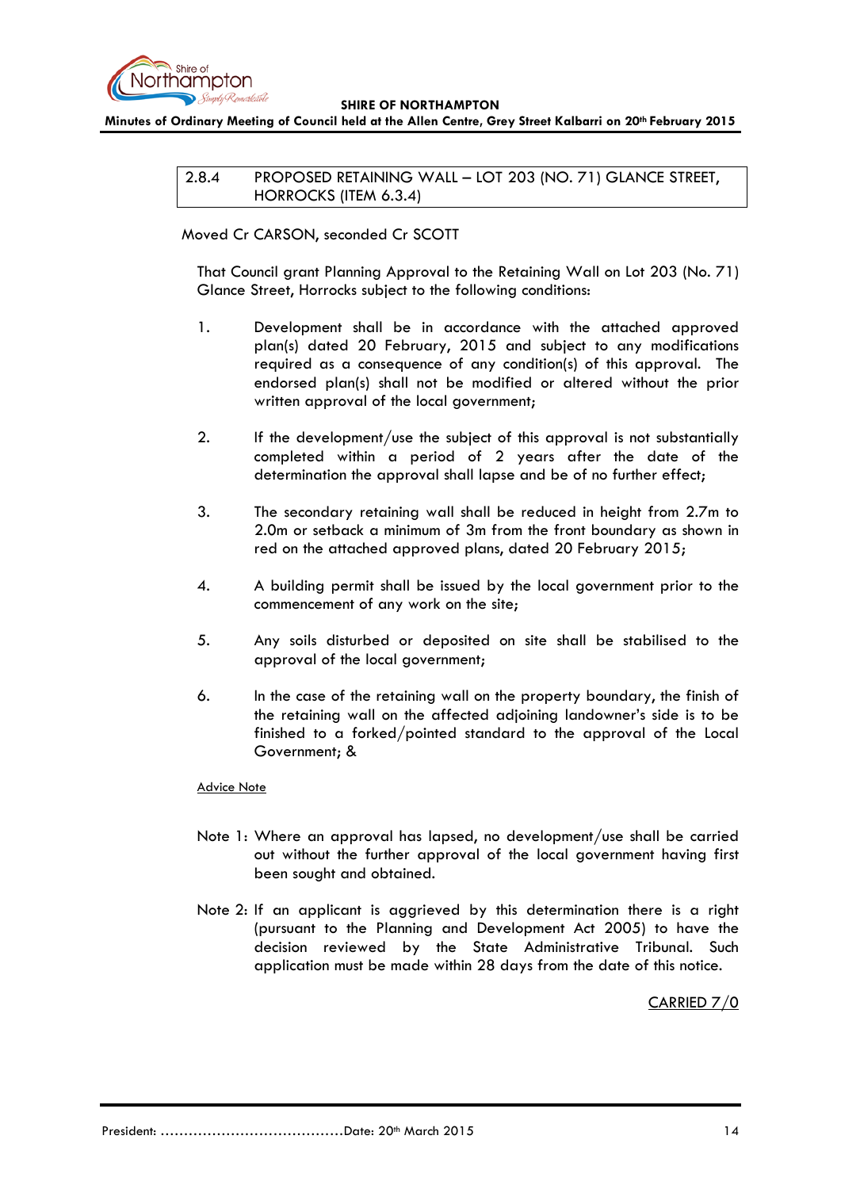## 2.8.4 PROPOSED RETAINING WALL – LOT 203 (NO. 71) GLANCE STREET, HORROCKS (ITEM 6.3.4)

Moved Cr CARSON, seconded Cr SCOTT

That Council grant Planning Approval to the Retaining Wall on Lot 203 (No. 71) Glance Street, Horrocks subject to the following conditions:

1. Development shall be in accordance with the attached approved plan(s) dated 20 February, 2015 and subject to any modifications required as a consequence of any condition(s) of this approval. The endorsed plan(s) shall not be modified or altered without the prior written approval of the local government;

2. If the development/use the subject of this approval is not substantially completed within a period of 2 years after the date of the determination the approval shall lapse and be of no further effect;

3. The secondary retaining wall shall be reduced in height from 2.7m to 2.0m or setback a minimum of 3m from the front boundary as shown in red on the attached approved plans, dated 20 February 2015;

4. A building permit shall be issued by the local government prior to the commencement of any work on the site;

5. Any soils disturbed or deposited on site shall be stabilised to the approval of the local government;

6. In the case of the retaining wall on the property boundary, the finish of the retaining wall on the affected adjoining landowner's side is to be finished to a forked/pointed standard to the approval of the Local Government; &

<u>Advice Note</u>

Note 1: Where an approval has lapsed, no development/use shall be carried out without the further approval of the local government having first been sought and obtained.

Note 2: If an applicant is aggrieved by this determination there is a right (pursuant to the Planning and Development Act 2005) to have the decision reviewed by the State Administrative Tribunal. Such application must be made within 28 days from the date of this notice.

<u>CARRIED 7/0</u>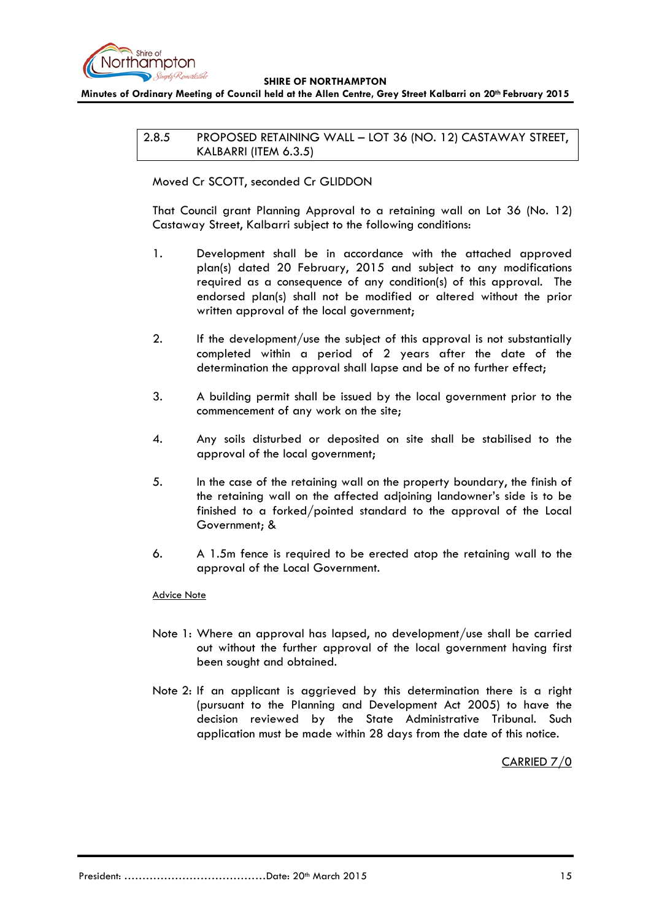## 2.8.5 PROPOSED RETAINING WALL – LOT 36 (NO. 12) CASTAWAY STREET, KALBARRI (ITEM 6.3.5)

Moved Cr SCOTT, seconded Cr GLIDDON

That Council grant Planning Approval to a retaining wall on Lot 36 (No. 12) Castaway Street, Kalbarri subject to the following conditions:

1. Development shall be in accordance with the attached approved plan(s) dated 20 February, 2015 and subject to any modifications required as a consequence of any condition(s) of this approval. The endorsed plan(s) shall not be modified or altered without the prior written approval of the local government;

2. If the development/use the subject of this approval is not substantially completed within a period of 2 years after the date of the determination the approval shall lapse and be of no further effect;

3. A building permit shall be issued by the local government prior to the commencement of any work on the site;

4. Any soils disturbed or deposited on site shall be stabilised to the approval of the local government;

5. In the case of the retaining wall on the property boundary, the finish of the retaining wall on the affected adjoining landowner's side is to be finished to a forked/pointed standard to the approval of the Local Government; &

6. A 1.5m fence is required to be erected atop the retaining wall to the approval of the Local Government.

Advice Note

Note 1: Where an approval has lapsed, no development/use shall be carried out without the further approval of the local government having first been sought and obtained.

Note 2: If an applicant is aggrieved by this determination there is a right (pursuant to the Planning and Development Act 2005) to have the decision reviewed by the State Administrative Tribunal. Such application must be made within 28 days from the date of this notice.

CARRIED 7/0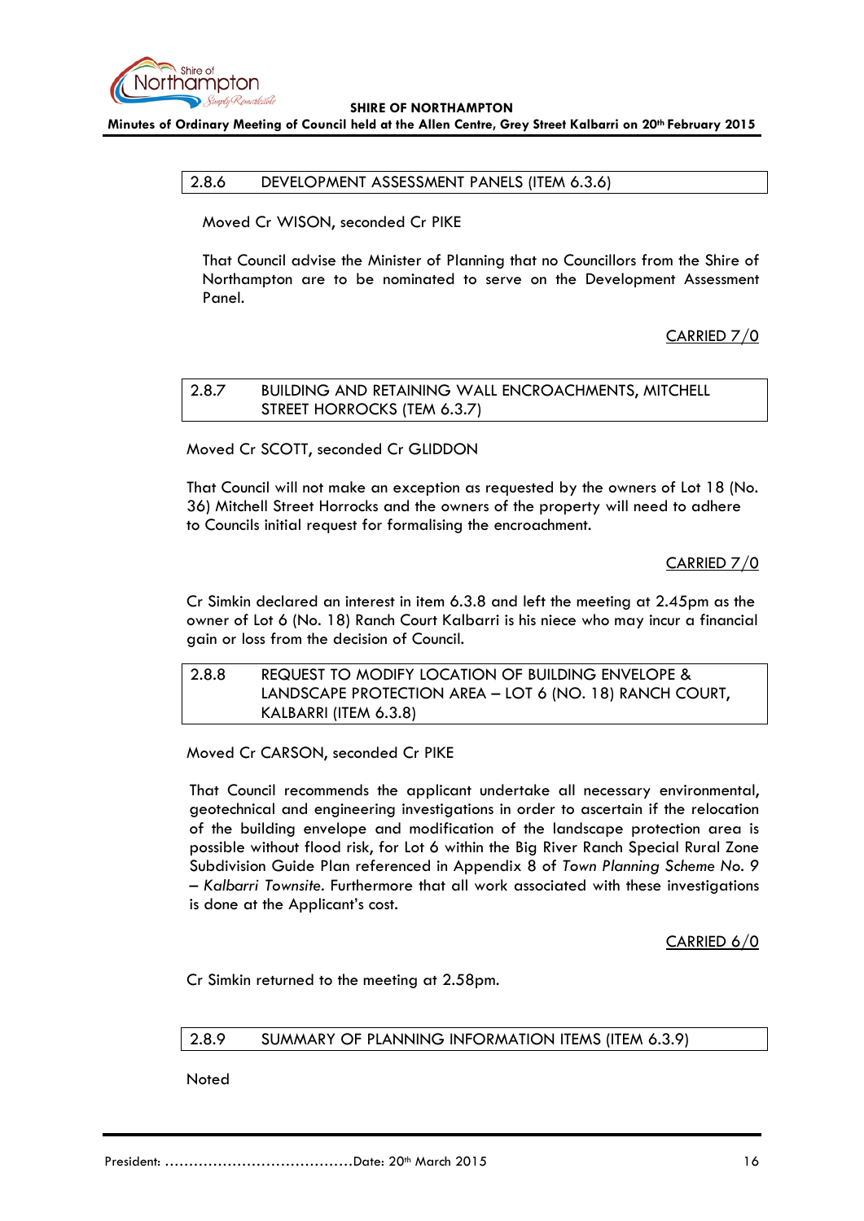## 2.8.6 DEVELOPMENT ASSESSMENT PANELS (ITEM 6.3.6)

Moved Cr WISON, seconded Cr PIKE

That Council advise the Minister of Planning that no Councillors from the Shire of Northampton are to be nominated to serve on the Development Assessment Panel.

CARRIED 7/0

## 2.8.7 BUILDING AND RETAINING WALL ENCROACHMENTS, MITCHELL STREET HORROCKS (TEM 6.3.7)

Moved Cr SCOTT, seconded Cr GLIDDON

That Council will not make an exception as requested by the owners of Lot 18 (No. 36) Mitchell Street Horrocks and the owners of the property will need to adhere to Councils initial request for formalising the encroachment.

CARRIED 7/0

Cr Simkin declared an interest in item 6.3.8 and left the meeting at 2.45pm as the owner of Lot 6 (No. 18) Ranch Court Kalbarri is his niece who may incur a financial gain or loss from the decision of Council.

## 2.8.8 REQUEST TO MODIFY LOCATION OF BUILDING ENVELOPE & LANDSCAPE PROTECTION AREA – LOT 6 (NO. 18) RANCH COURT, KALBARRI (ITEM 6.3.8)

Moved Cr CARSON, seconded Cr PIKE

That Council recommends the applicant undertake all necessary environmental, geotechnical and engineering investigations in order to ascertain if the relocation of the building envelope and modification of the landscape protection area is possible without flood risk, for Lot 6 within the Big River Ranch Special Rural Zone Subdivision Guide Plan referenced in Appendix 8 of *Town Planning Scheme No. 9 – Kalbarri Townsite*. Furthermore that all work associated with these investigations is done at the Applicant's cost.

CARRIED 6/0

Cr Simkin returned to the meeting at 2.58pm.

## 2.8.9 SUMMARY OF PLANNING INFORMATION ITEMS (ITEM 6.3.9)

Noted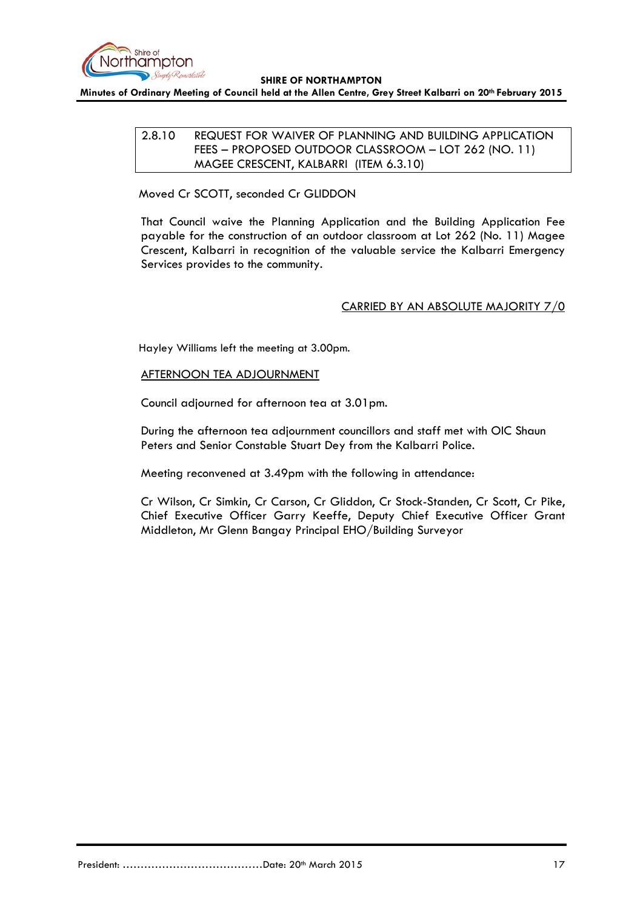### 2.8.10 REQUEST FOR WAIVER OF PLANNING AND BUILDING APPLICATION FEES – PROPOSED OUTDOOR CLASSROOM – LOT 262 (NO. 11) MAGEE CRESCENT, KALBARRI (ITEM 6.3.10)

Moved Cr SCOTT, seconded Cr GLIDDON

That Council waive the Planning Application and the Building Application Fee payable for the construction of an outdoor classroom at Lot 262 (No. 11) Magee Crescent, Kalbarri in recognition of the valuable service the Kalbarri Emergency Services provides to the community.

CARRIED BY AN ABSOLUTE MAJORITY 7/0

Hayley Williams left the meeting at 3.00pm.

AFTERNOON TEA ADJOURNMENT

Council adjourned for afternoon tea at 3.01pm.

During the afternoon tea adjournment councillors and staff met with OIC Shaun Peters and Senior Constable Stuart Dey from the Kalbarri Police.

Meeting reconvened at 3.49pm with the following in attendance:

Cr Wilson, Cr Simkin, Cr Carson, Cr Gliddon, Cr Stock-Standen, Cr Scott, Cr Pike, Chief Executive Officer Garry Keeffe, Deputy Chief Executive Officer Grant Middleton, Mr Glenn Bangay Principal EHO/Building Surveyor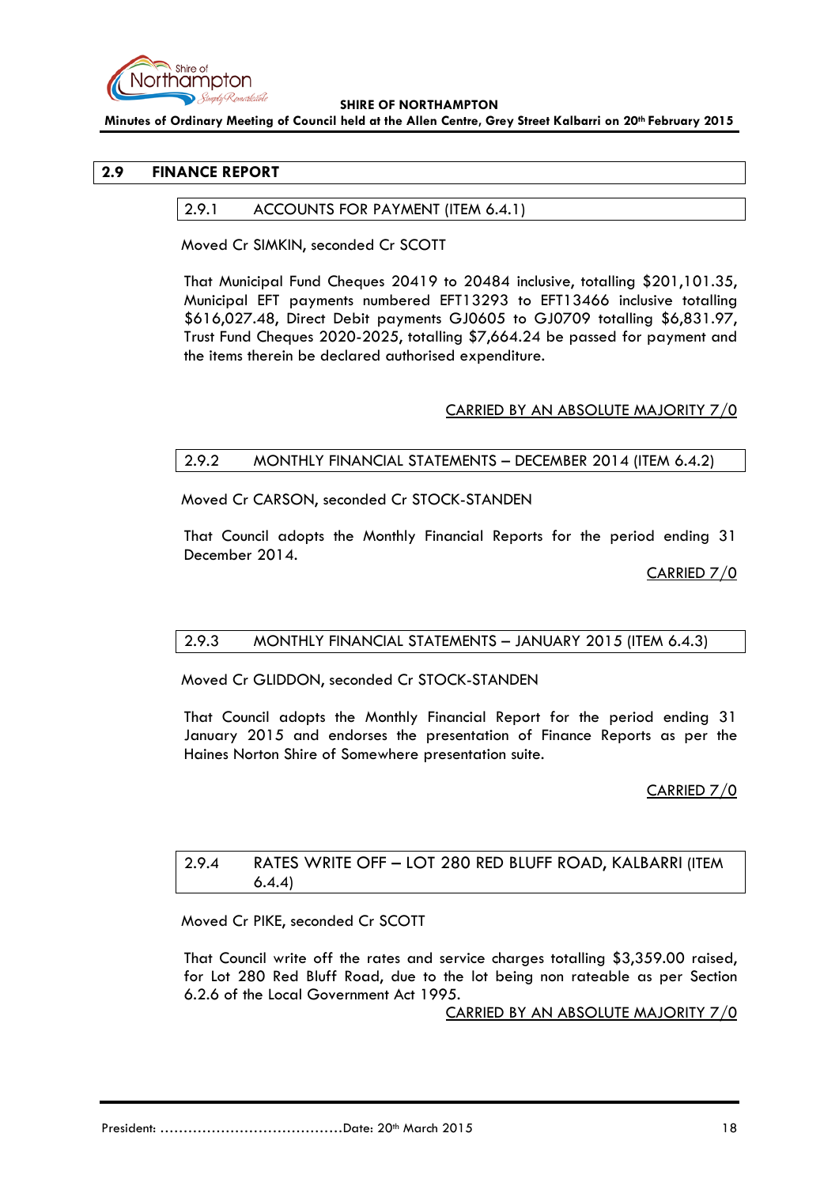## 2.9 FINANCE REPORT

### 2.9.1 ACCOUNTS FOR PAYMENT (ITEM 6.4.1)

Moved Cr SIMKIN, seconded Cr SCOTT

That Municipal Fund Cheques 20419 to 20484 inclusive, totalling $201,101.35, Municipal EFT payments numbered EFT13293 to EFT13466 inclusive totalling $616,027.48, Direct Debit payments GJ0605 to GJ0709 totalling $6,831.97, Trust Fund Cheques 2020-2025, totalling $7,664.24 be passed for payment and the items therein be declared authorised expenditure.

CARRIED BY AN ABSOLUTE MAJORITY 7/0

### 2.9.2 MONTHLY FINANCIAL STATEMENTS – DECEMBER 2014 (ITEM 6.4.2)

Moved Cr CARSON, seconded Cr STOCK-STANDEN

That Council adopts the Monthly Financial Reports for the period ending 31 December 2014.

CARRIED 7/0

### 2.9.3 MONTHLY FINANCIAL STATEMENTS – JANUARY 2015 (ITEM 6.4.3)

Moved Cr GLIDDON, seconded Cr STOCK-STANDEN

That Council adopts the Monthly Financial Report for the period ending 31 January 2015 and endorses the presentation of Finance Reports as per the Haines Norton Shire of Somewhere presentation suite.

CARRIED 7/0

### 2.9.4 RATES WRITE OFF – LOT 280 RED BLUFF ROAD, KALBARRI (ITEM 6.4.4)

Moved Cr PIKE, seconded Cr SCOTT

That Council write off the rates and service charges totalling $3,359.00 raised, for Lot 280 Red Bluff Road, due to the lot being non rateable as per Section 6.2.6 of the Local Government Act 1995.

CARRIED BY AN ABSOLUTE MAJORITY 7/0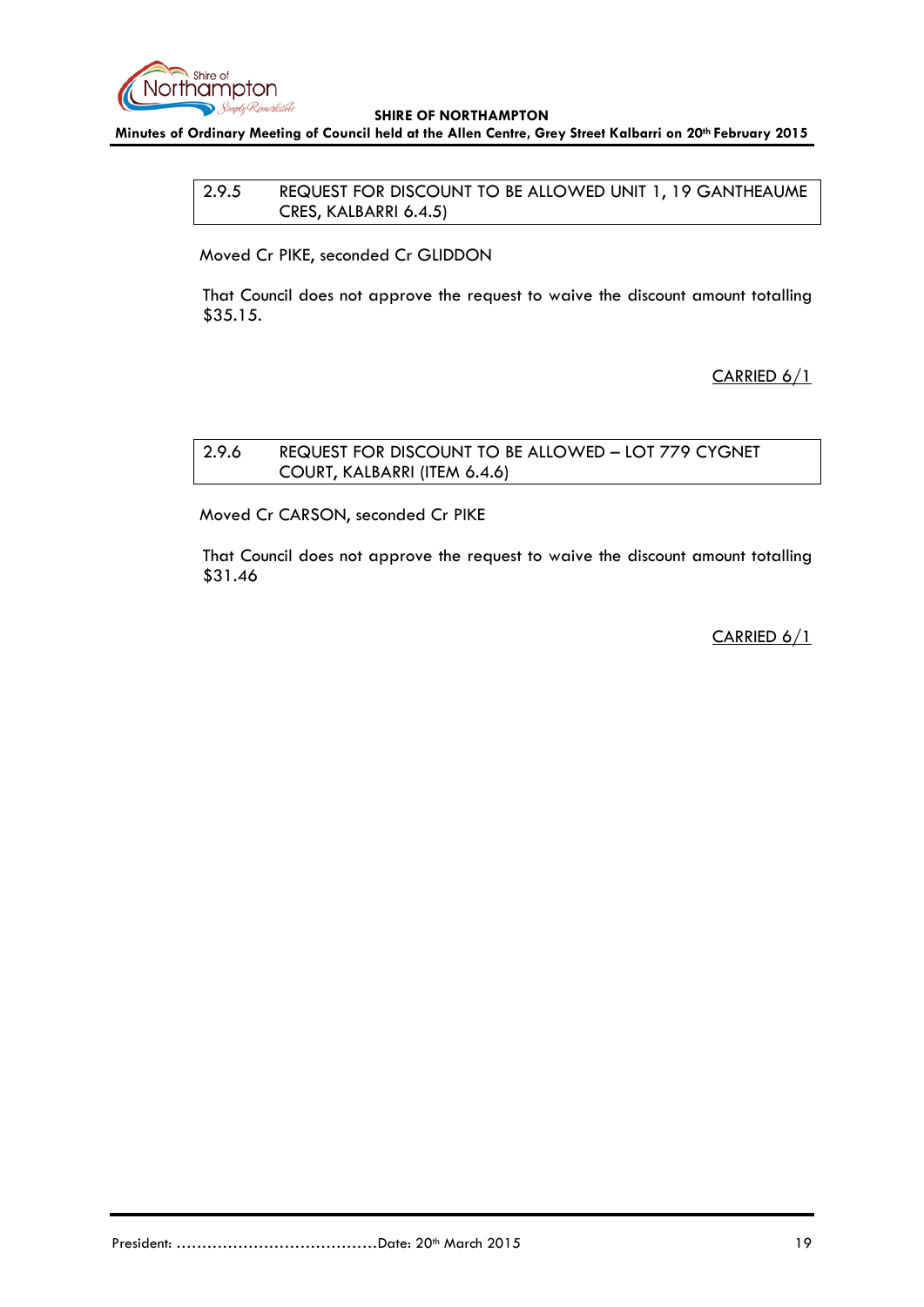### 2.9.5 REQUEST FOR DISCOUNT TO BE ALLOWED UNIT 1, 19 GANTHEAUME CRES, KALBARRI 6.4.5)

Moved Cr PIKE, seconded Cr GLIDDON

That Council does not approve the request to waive the discount amount totalling $35.15.

CARRIED 6/1

### 2.9.6 REQUEST FOR DISCOUNT TO BE ALLOWED – LOT 779 CYGNET COURT, KALBARRI (ITEM 6.4.6)

Moved Cr CARSON, seconded Cr PIKE

That Council does not approve the request to waive the discount amount totalling $31.46

CARRIED 6/1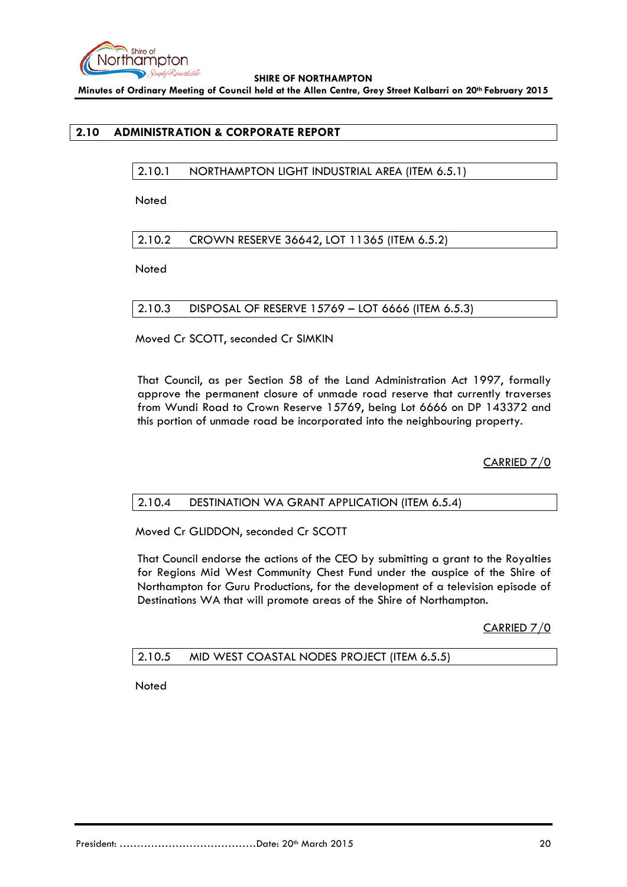## 2.10 ADMINISTRATION & CORPORATE REPORT

### 2.10.1 NORTHAMPTON LIGHT INDUSTRIAL AREA (ITEM 6.5.1)

Noted

### 2.10.2 CROWN RESERVE 36642, LOT 11365 (ITEM 6.5.2)

Noted

### 2.10.3 DISPOSAL OF RESERVE 15769 – LOT 6666 (ITEM 6.5.3)

Moved Cr SCOTT, seconded Cr SIMKIN

That Council, as per Section 58 of the Land Administration Act 1997, formally approve the permanent closure of unmade road reserve that currently traverses from Wundi Road to Crown Reserve 15769, being Lot 6666 on DP 143372 and this portion of unmade road be incorporated into the neighbouring property.

CARRIED 7/0

### 2.10.4 DESTINATION WA GRANT APPLICATION (ITEM 6.5.4)

Moved Cr GLIDDON, seconded Cr SCOTT

That Council endorse the actions of the CEO by submitting a grant to the Royalties for Regions Mid West Community Chest Fund under the auspice of the Shire of Northampton for Guru Productions, for the development of a television episode of Destinations WA that will promote areas of the Shire of Northampton.

CARRIED 7/0

### 2.10.5 MID WEST COASTAL NODES PROJECT (ITEM 6.5.5)

Noted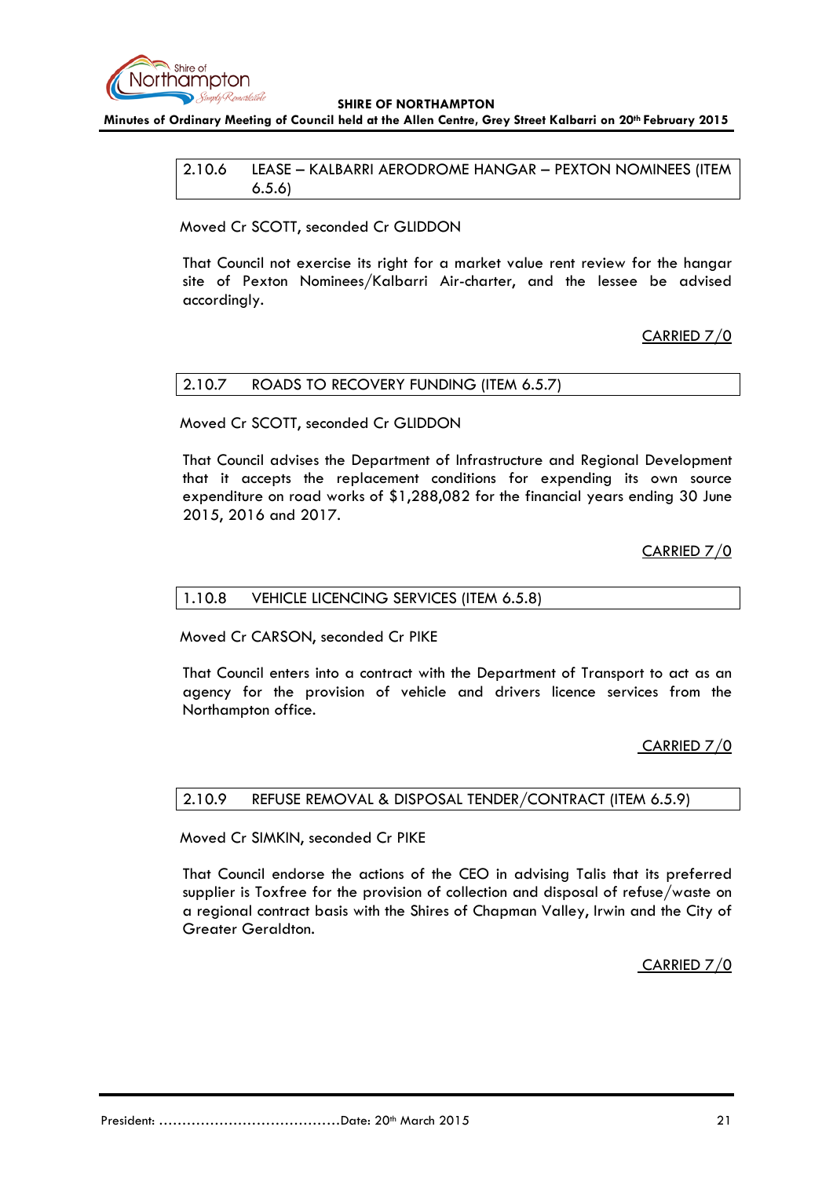### 2.10.6 LEASE – KALBARRI AERODROME HANGAR – PEXTON NOMINEES (ITEM 6.5.6)

Moved Cr SCOTT, seconded Cr GLIDDON

That Council not exercise its right for a market value rent review for the hangar site of Pexton Nominees/Kalbarri Air-charter, and the lessee be advised accordingly.

CARRIED 7/0

### 2.10.7 ROADS TO RECOVERY FUNDING (ITEM 6.5.7)

Moved Cr SCOTT, seconded Cr GLIDDON

That Council advises the Department of Infrastructure and Regional Development that it accepts the replacement conditions for expending its own source expenditure on road works of $1,288,082 for the financial years ending 30 June 2015, 2016 and 2017.

CARRIED 7/0

### 1.10.8 VEHICLE LICENCING SERVICES (ITEM 6.5.8)

Moved Cr CARSON, seconded Cr PIKE

That Council enters into a contract with the Department of Transport to act as an agency for the provision of vehicle and drivers licence services from the Northampton office.

CARRIED 7/0

### 2.10.9 REFUSE REMOVAL & DISPOSAL TENDER/CONTRACT (ITEM 6.5.9)

Moved Cr SIMKIN, seconded Cr PIKE

That Council endorse the actions of the CEO in advising Talis that its preferred supplier is Toxfree for the provision of collection and disposal of refuse/waste on a regional contract basis with the Shires of Chapman Valley, Irwin and the City of Greater Geraldton.

CARRIED 7/0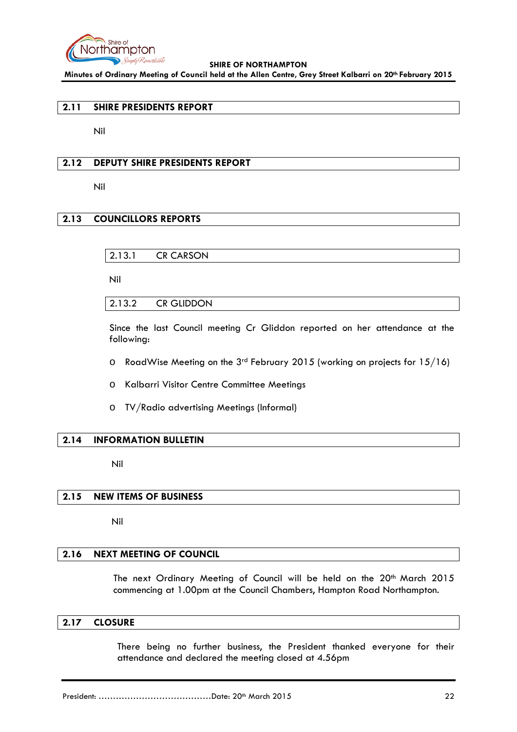## 2.11 SHIRE PRESIDENTS REPORT

Nil

## 2.12 DEPUTY SHIRE PRESIDENTS REPORT

Nil

## 2.13 COUNCILLORS REPORTS

### 2.13.1 CR CARSON

Nil

### 2.13.2 CR GLIDDON

Since the last Council meeting Cr Gliddon reported on her attendance at the following:

- RoadWise Meeting on the 3rd February 2015 (working on projects for 15/16)
- Kalbarri Visitor Centre Committee Meetings
- TV/Radio advertising Meetings (Informal)

## 2.14 INFORMATION BULLETIN

Nil

## 2.15 NEW ITEMS OF BUSINESS

Nil

## 2.16 NEXT MEETING OF COUNCIL

The next Ordinary Meeting of Council will be held on the 20th March 2015 commencing at 1.00pm at the Council Chambers, Hampton Road Northampton.

## 2.17 CLOSURE

There being no further business, the President thanked everyone for their attendance and declared the meeting closed at 4.56pm

President: ……………………………………Date: 20th March 2015